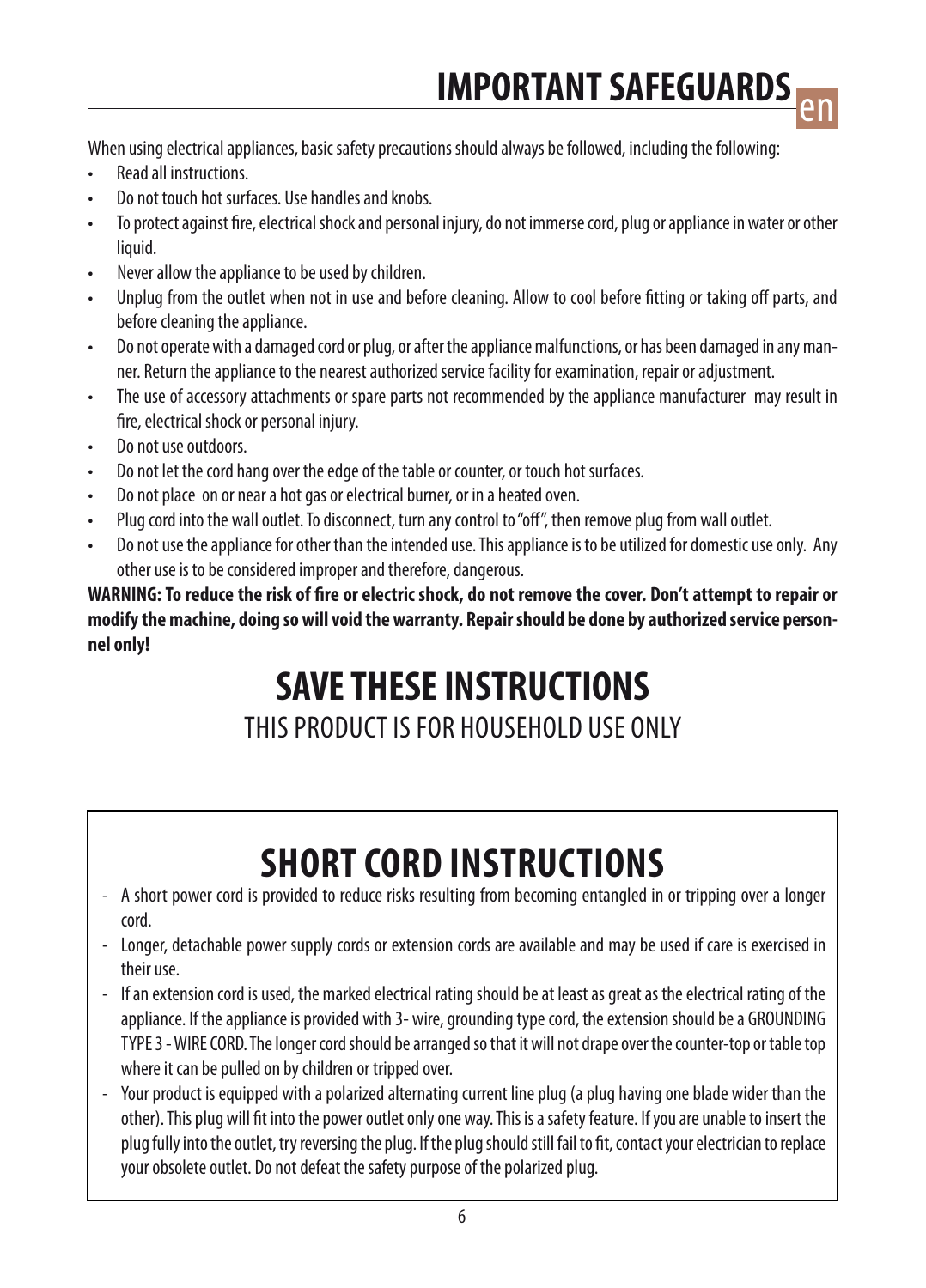# IMPORTANT SAFEGUARDS

When using electrical appliances, basic safety precautions should always be followed, including the following:

- Read all instructions.
- Do not touch hot surfaces. Use handles and knobs.
- To protect against fire, electrical shock and personal injury, do not immerse cord, plug or appliance in water or other liquid.
- Never allow the appliance to be used by children.
- Unplug from the outlet when not in use and before cleaning. Allow to cool before fitting or taking off parts, and before cleaning the appliance.
- Do not operate with a damaged cord or plug, or after the appliance malfunctions, or has been damaged in any manner. Return the appliance to the nearest authorized service facility for examination, repair or adjustment.
- The use of accessory attachments or spare parts not recommended by the appliance manufacturer may result in fire, electrical shock or personal injury.
- Do not use outdoors.
- Do not let the cord hang over the edge of the table or counter, or touch hot surfaces.
- Do not place on or near a hot gas or electrical burner, or in a heated oven.
- Plug cord into the wall outlet. To disconnect, turn any control to "off", then remove plug from wall outlet.
- Do not use the appliance for other than the intended use. This appliance is to be utilized for domestic use only. Any other use is to be considered improper and therefore, dangerous.

**WARNING: To reduce the risk of fire or electric shock, do not remove the cover. Don't attempt to repair or modify the machine, doing so will void the warranty. Repair should be done by authorized service personnel only!**

# SAVE THESE INSTRUCTIONS

THIS PRODUCT IS FOR HOUSEHOLD USE ONLY

## SHORT CORD INSTRUCTIONS

- A short power cord is provided to reduce risks resulting from becoming entangled in or tripping over a longer cord.
- Longer, detachable power supply cords or extension cords are available and may be used if care is exercised in their use.
- If an extension cord is used, the marked electrical rating should be at least as great as the electrical rating of the appliance. If the appliance is provided with 3- wire, grounding type cord, the extension should be a GROUNDING TYPE 3 - WIRE CORD. The longer cord should be arranged so that it will not drape over the counter-top or table top where it can be pulled on by children or tripped over.
- Your product is equipped with a polarized alternating current line plug (a plug having one blade wider than the other). This plug will fit into the power outlet only one way. This is a safety feature. If you are unable to insert the plug fully into the outlet, try reversing the plug. If the plug should still fail to fit, contact your electrician to replace your obsolete outlet. Do not defeat the safety purpose of the polarized plug.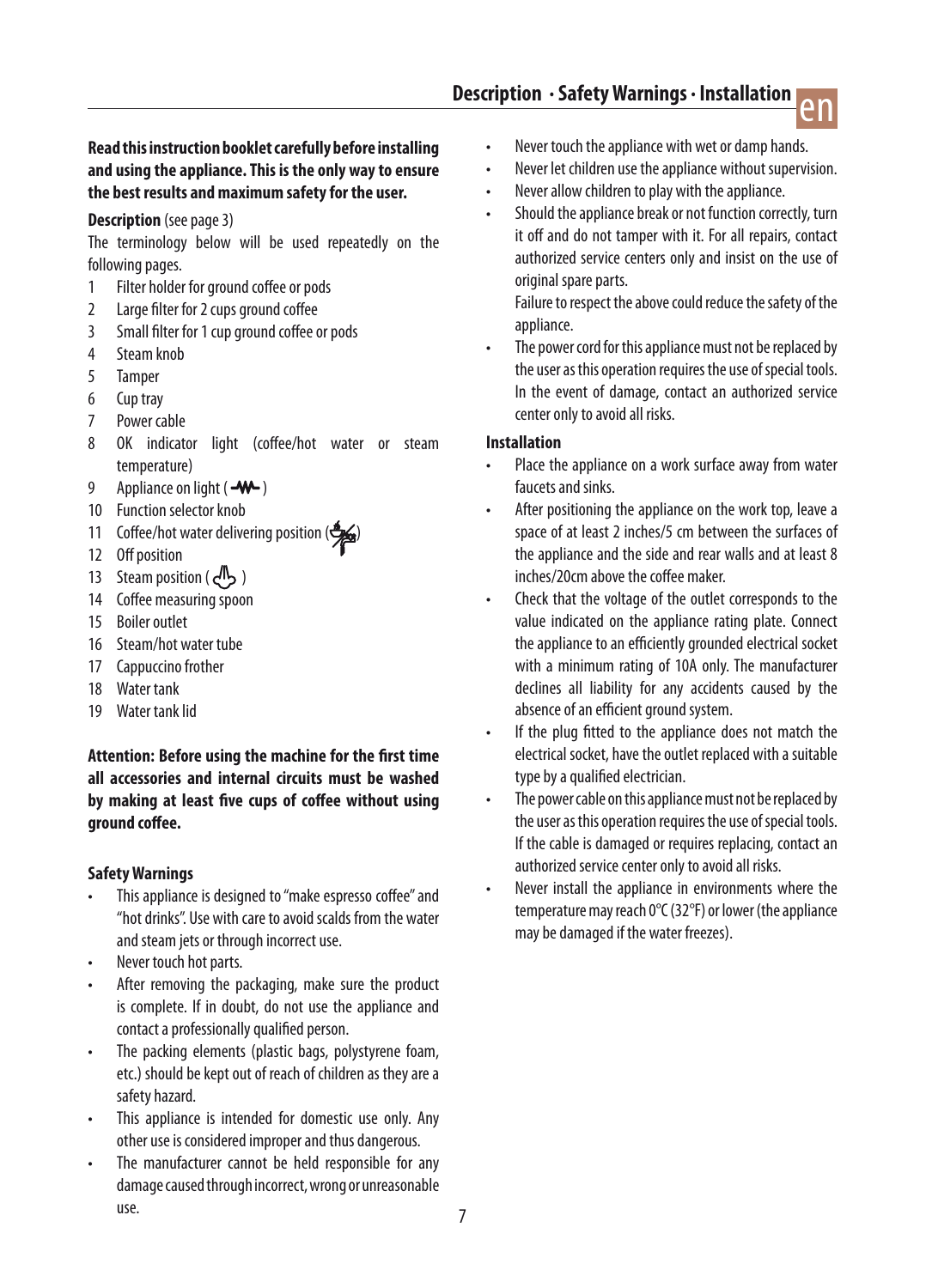**Read this instruction booklet carefully before installing and using the appliance. This is the only way to ensure the best results and maximum safety for the user.**

**Description** (see page 3)

The terminology below will be used repeatedly on the following pages.

1. Filter holder for ground coffee or pods
2. Large filter for 2 cups ground coffee
3. Small filter for 1 cup ground coffee or pods
4. Steam knob
5. Tamper
6. Cup tray
7. Power cable
8. OK indicator light (coffee/hot water or steam temperature)
9. Appliance on light ( )
10. Function selector knob
11. Coffee/hot water delivering position ( )
12. Off position
13. Steam position ( )
14. Coffee measuring spoon
15. Boiler outlet
16. Steam/hot water tube
17. Cappuccino frother
18. Water tank
19. Water tank lid

**Attention: Before using the machine for the first time all accessories and internal circuits must be washed by making at least five cups of coffee without using ground coffee.**

## Safety Warnings

- This appliance is designed to "make espresso coffee" and "hot drinks". Use with care to avoid scalds from the water and steam jets or through incorrect use.
- Never touch hot parts.
- After removing the packaging, make sure the product is complete. If in doubt, do not use the appliance and contact a professionally qualified person.
- The packing elements (plastic bags, polystyrene foam, etc.) should be kept out of reach of children as they are a safety hazard.
- This appliance is intended for domestic use only. Any other use is considered improper and thus dangerous.
- The manufacturer cannot be held responsible for any damage caused through incorrect, wrong or unreasonable use.
- Never touch the appliance with wet or damp hands.
- Never let children use the appliance without supervision.
- Never allow children to play with the appliance.
- Should the appliance break or not function correctly, turn it off and do not tamper with it. For all repairs, contact authorized service centers only and insist on the use of original spare parts.
  Failure to respect the above could reduce the safety of the appliance.
- The power cord for this appliance must not be replaced by the user as this operation requires the use of special tools. In the event of damage, contact an authorized service center only to avoid all risks.

## Installation

- Place the appliance on a work surface away from water faucets and sinks.
- After positioning the appliance on the work top, leave a space of at least 2 inches/5 cm between the surfaces of the appliance and the side and rear walls and at least 8 inches/20cm above the coffee maker.
- Check that the voltage of the outlet corresponds to the value indicated on the appliance rating plate. Connect the appliance to an efficiently grounded electrical socket with a minimum rating of 10A only. The manufacturer declines all liability for any accidents caused by the absence of an efficient ground system.
- If the plug fitted to the appliance does not match the electrical socket, have the outlet replaced with a suitable type by a qualified electrician.
- The power cable on this appliance must not be replaced by the user as this operation requires the use of special tools. If the cable is damaged or requires replacing, contact an authorized service center only to avoid all risks.
- Never install the appliance in environments where the temperature may reach 0°C (32°F) or lower (the appliance may be damaged if the water freezes).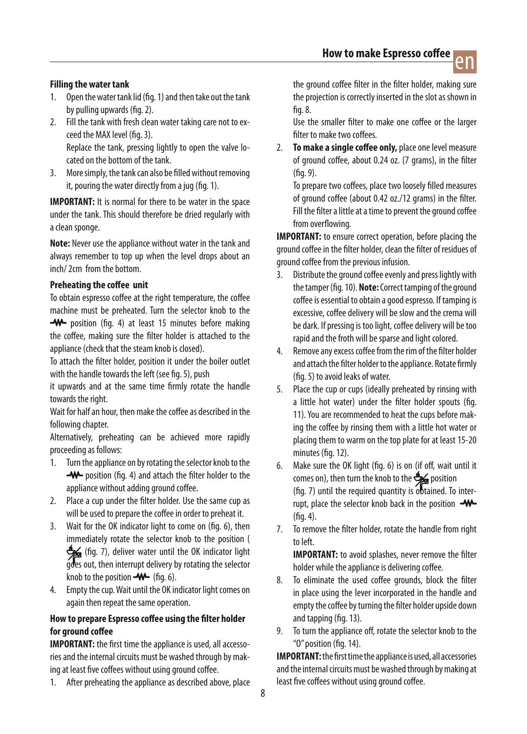## Filling the water tank

1. Open the water tank lid (fig. 1) and then take out the tank by pulling upwards (fig. 2).
2. Fill the tank with fresh clean water taking care not to exceed the MAX level (fig. 3).
   Replace the tank, pressing lightly to open the valve located on the bottom of the tank.
3. More simply, the tank can also be filled without removing it, pouring the water directly from a jug (fig. 1).

**IMPORTANT:** It is normal for there to be water in the space under the tank. This should therefore be dried regularly with a clean sponge.

**Note:** Never use the appliance without water in the tank and always remember to top up when the level drops about an inch/ 2cm from the bottom.

## Preheating the coffee unit

To obtain espresso coffee at the right temperature, the coffee machine must be preheated. Turn the selector knob to the -W- position (fig. 4) at least 15 minutes before making the coffee, making sure the filter holder is attached to the appliance (check that the steam knob is closed).

To attach the filter holder, position it under the boiler outlet with the handle towards the left (see fig. 5), push it upwards and at the same time firmly rotate the handle towards the right.

Wait for half an hour, then make the coffee as described in the following chapter.

Alternatively, preheating can be achieved more rapidly proceeding as follows:

1. Turn the appliance on by rotating the selector knob to the -W- position (fig. 4) and attach the filter holder to the appliance without adding ground coffee.
2. Place a cup under the filter holder. Use the same cup as will be used to prepare the coffee in order to preheat it.
3. Wait for the OK indicator light to come on (fig. 6), then immediately rotate the selector knob to the position ( (fig. 7), deliver water until the OK indicator light goes out, then interrupt delivery by rotating the selector knob to the position -W- (fig. 6).
4. Empty the cup. Wait until the OK indicator light comes on again then repeat the same operation.

## How to prepare Espresso coffee using the filter holder for ground coffee

**IMPORTANT:** the first time the appliance is used, all accessories and the internal circuits must be washed through by making at least five coffees without using ground coffee.

1. After preheating the appliance as described above, place the ground coffee filter in the filter holder, making sure the projection is correctly inserted in the slot as shown in fig. 8.
   Use the smaller filter to make one coffee or the larger filter to make two coffees.
2. **To make a single coffee only,** place one level measure of ground coffee, about 0.24 oz. (7 grams), in the filter (fig. 9).
   To prepare two coffees, place two loosely filled measures of ground coffee (about 0.42 oz./12 grams) in the filter. Fill the filter a little at a time to prevent the ground coffee from overflowing.

**IMPORTANT:** to ensure correct operation, before placing the ground coffee in the filter holder, clean the filter of residues of ground coffee from the previous infusion.

3. Distribute the ground coffee evenly and press lightly with the tamper (fig. 10). **Note:** Correct tamping of the ground coffee is essential to obtain a good espresso. If tamping is excessive, coffee delivery will be slow and the crema will be dark. If pressing is too light, coffee delivery will be too rapid and the froth will be sparse and light colored.
4. Remove any excess coffee from the rim of the filter holder and attach the filter holder to the appliance. Rotate firmly (fig. 5) to avoid leaks of water.
5. Place the cup or cups (ideally preheated by rinsing with a little hot water) under the filter holder spouts (fig. 11). You are recommended to heat the cups before making the coffee by rinsing them with a little hot water or placing them to warm on the top plate for at least 15-20 minutes (fig. 12).
6. Make sure the OK light (fig. 6) is on (if off, wait until it comes on), then turn the knob to the position (fig. 7) until the required quantity is obtained. To interrupt, place the selector knob back in the position -W- (fig. 4).
7. To remove the filter holder, rotate the handle from right to left.
   **IMPORTANT:** to avoid splashes, never remove the filter holder while the appliance is delivering coffee.
8. To eliminate the used coffee grounds, block the filter in place using the lever incorporated in the handle and empty the coffee by turning the filter holder upside down and tapping (fig. 13).
9. To turn the appliance off, rotate the selector knob to the "0" position (fig. 14).

**IMPORTANT:** the first time the appliance is used, all accessories and the internal circuits must be washed through by making at least five coffees without using ground coffee.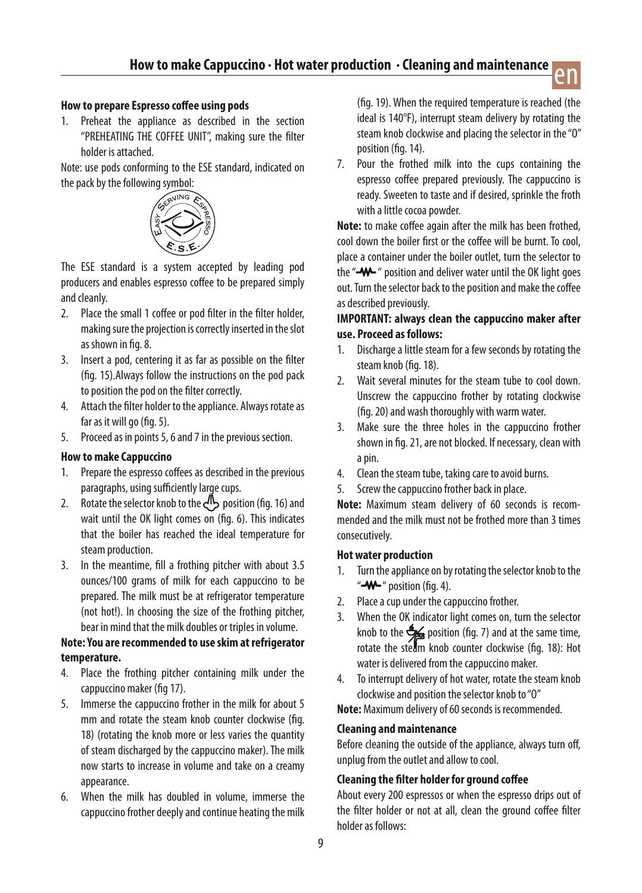### How to prepare Espresso coffee using pods

1. Preheat the appliance as described in the section "PREHEATING THE COFFEE UNIT", making sure the filter holder is attached.

Note: use pods conforming to the ESE standard, indicated on the pack by the following symbol:

The ESE standard is a system accepted by leading pod producers and enables espresso coffee to be prepared simply and cleanly.

2. Place the small 1 coffee or pod filter in the filter holder, making sure the projection is correctly inserted in the slot as shown in fig. 8.
3. Insert a pod, centering it as far as possible on the filter (fig. 15).Always follow the instructions on the pod pack to position the pod on the filter correctly.
4. Attach the filter holder to the appliance. Always rotate as far as it will go (fig. 5).
5. Proceed as in points 5, 6 and 7 in the previous section.

### How to make Cappuccino

1. Prepare the espresso coffees as described in the previous paragraphs, using sufficiently large cups.
2. Rotate the selector knob to the steam position (fig. 16) and wait until the OK light comes on (fig. 6). This indicates that the boiler has reached the ideal temperature for steam production.
3. In the meantime, fill a frothing pitcher with about 3.5 ounces/100 grams of milk for each cappuccino to be prepared. The milk must be at refrigerator temperature (not hot!). In choosing the size of the frothing pitcher, bear in mind that the milk doubles or triples in volume.

**Note: You are recommended to use skim at refrigerator temperature.**

4. Place the frothing pitcher containing milk under the cappuccino maker (fig 17).
5. Immerse the cappuccino frother in the milk for about 5 mm and rotate the steam knob counter clockwise (fig. 18) (rotating the knob more or less varies the quantity of steam discharged by the cappuccino maker). The milk now starts to increase in volume and take on a creamy appearance.
6. When the milk has doubled in volume, immerse the cappuccino frother deeply and continue heating the milk (fig. 19). When the required temperature is reached (the ideal is 140°F), interrupt steam delivery by rotating the steam knob clockwise and placing the selector in the "0" position (fig. 14).
7. Pour the frothed milk into the cups containing the espresso coffee prepared previously. The cappuccino is ready. Sweeten to taste and if desired, sprinkle the froth with a little cocoa powder.

**Note:** to make coffee again after the milk has been frothed, cool down the boiler first or the coffee will be burnt. To cool, place a container under the boiler outlet, turn the selector to the "-W-" position and deliver water until the OK light goes out. Turn the selector back to the position and make the coffee as described previously.

**IMPORTANT: always clean the cappuccino maker after use. Proceed as follows:**

1. Discharge a little steam for a few seconds by rotating the steam knob (fig. 18).
2. Wait several minutes for the steam tube to cool down. Unscrew the cappuccino frother by rotating clockwise (fig. 20) and wash thoroughly with warm water.
3. Make sure the three holes in the cappuccino frother shown in fig. 21, are not blocked. If necessary, clean with a pin.
4. Clean the steam tube, taking care to avoid burns.
5. Screw the cappuccino frother back in place.

**Note:** Maximum steam delivery of 60 seconds is recommended and the milk must not be frothed more than 3 times consecutively.

### Hot water production

1. Turn the appliance on by rotating the selector knob to the "-W-" position (fig. 4).
2. Place a cup under the cappuccino frother.
3. When the OK indicator light comes on, turn the selector knob to the hot water position (fig. 7) and at the same time, rotate the steam knob counter clockwise (fig. 18): Hot water is delivered from the cappuccino maker.
4. To interrupt delivery of hot water, rotate the steam knob clockwise and position the selector knob to "0"

**Note:** Maximum delivery of 60 seconds is recommended.

### Cleaning and maintenance

Before cleaning the outside of the appliance, always turn off, unplug from the outlet and allow to cool.

### Cleaning the filter holder for ground coffee

About every 200 espressos or when the espresso drips out of the filter holder or not at all, clean the ground coffee filter holder as follows: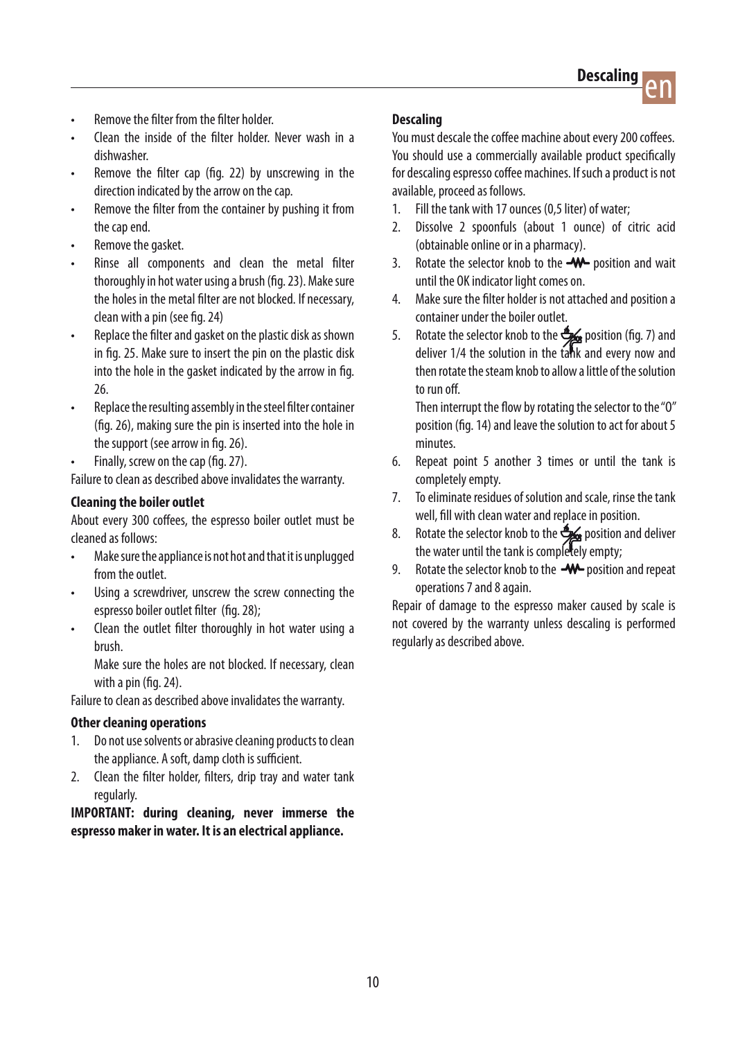- Remove the filter from the filter holder.
- Clean the inside of the filter holder. Never wash in a dishwasher.
- Remove the filter cap (fig. 22) by unscrewing in the direction indicated by the arrow on the cap.
- Remove the filter from the container by pushing it from the cap end.
- Remove the gasket.
- Rinse all components and clean the metal filter thoroughly in hot water using a brush (fig. 23). Make sure the holes in the metal filter are not blocked. If necessary, clean with a pin (see fig. 24)
- Replace the filter and gasket on the plastic disk as shown in fig. 25. Make sure to insert the pin on the plastic disk into the hole in the gasket indicated by the arrow in fig. 26.
- Replace the resulting assembly in the steel filter container (fig. 26), making sure the pin is inserted into the hole in the support (see arrow in fig. 26).
- Finally, screw on the cap (fig. 27).

Failure to clean as described above invalidates the warranty.

### Cleaning the boiler outlet

About every 300 coffees, the espresso boiler outlet must be cleaned as follows:

- Make sure the appliance is not hot and that it is unplugged from the outlet.
- Using a screwdriver, unscrew the screw connecting the espresso boiler outlet filter (fig. 28);
- Clean the outlet filter thoroughly in hot water using a brush.

  Make sure the holes are not blocked. If necessary, clean with a pin (fig. 24).

Failure to clean as described above invalidates the warranty.

### Other cleaning operations

1. Do not use solvents or abrasive cleaning products to clean the appliance. A soft, damp cloth is sufficient.
2. Clean the filter holder, filters, drip tray and water tank regularly.

**IMPORTANT: during cleaning, never immerse the espresso maker in water. It is an electrical appliance.**

### Descaling

You must descale the coffee machine about every 200 coffees. You should use a commercially available product specifically for descaling espresso coffee machines. If such a product is not available, proceed as follows.

1. Fill the tank with 17 ounces (0,5 liter) of water;
2. Dissolve 2 spoonfuls (about 1 ounce) of citric acid (obtainable online or in a pharmacy).
3. Rotate the selector knob to the position and wait until the OK indicator light comes on.
4. Make sure the filter holder is not attached and position a container under the boiler outlet.
5. Rotate the selector knob to the position (fig. 7) and deliver 1/4 the solution in the tank and every now and then rotate the steam knob to allow a little of the solution to run off.

   Then interrupt the flow by rotating the selector to the "0" position (fig. 14) and leave the solution to act for about 5 minutes.
6. Repeat point 5 another 3 times or until the tank is completely empty.
7. To eliminate residues of solution and scale, rinse the tank well, fill with clean water and replace in position.
8. Rotate the selector knob to the position and deliver the water until the tank is completely empty;
9. Rotate the selector knob to the position and repeat operations 7 and 8 again.

Repair of damage to the espresso maker caused by scale is not covered by the warranty unless descaling is performed regularly as described above.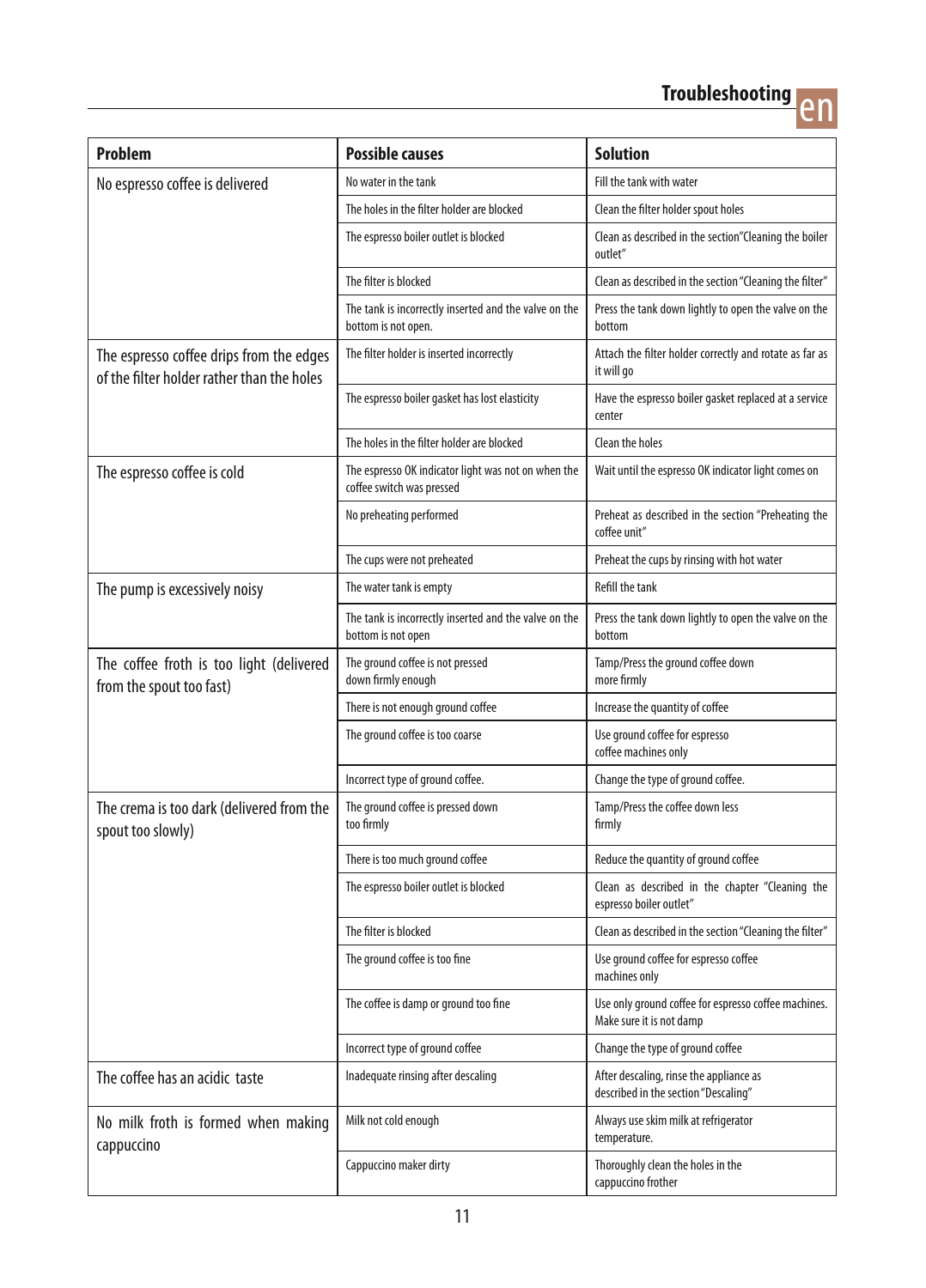## Troubleshooting

| Problem | Possible causes | Solution |
|---|---|---|
| No espresso coffee is delivered | No water in the tank | Fill the tank with water |
| | The holes in the filter holder are blocked | Clean the filter holder spout holes |
| | The espresso boiler outlet is blocked | Clean as described in the section"Cleaning the boiler outlet" |
| | The filter is blocked | Clean as described in the section "Cleaning the filter" |
| | The tank is incorrectly inserted and the valve on the bottom is not open. | Press the tank down lightly to open the valve on the bottom |
| The espresso coffee drips from the edges of the filter holder rather than the holes | The filter holder is inserted incorrectly | Attach the filter holder correctly and rotate as far as it will go |
| | The espresso boiler gasket has lost elasticity | Have the espresso boiler gasket replaced at a service center |
| | The holes in the filter holder are blocked | Clean the holes |
| The espresso coffee is cold | The espresso OK indicator light was not on when the coffee switch was pressed | Wait until the espresso OK indicator light comes on |
| | No preheating performed | Preheat as described in the section "Preheating the coffee unit" |
| | The cups were not preheated | Preheat the cups by rinsing with hot water |
| The pump is excessively noisy | The water tank is empty | Refill the tank |
| | The tank is incorrectly inserted and the valve on the bottom is not open | Press the tank down lightly to open the valve on the bottom |
| The coffee froth is too light (delivered from the spout too fast) | The ground coffee is not pressed down firmly enough | Tamp/Press the ground coffee down more firmly |
| | There is not enough ground coffee | Increase the quantity of coffee |
| | The ground coffee is too coarse | Use ground coffee for espresso coffee machines only |
| | Incorrect type of ground coffee. | Change the type of ground coffee. |
| The crema is too dark (delivered from the spout too slowly) | The ground coffee is pressed down too firmly | Tamp/Press the coffee down less firmly |
| | There is too much ground coffee | Reduce the quantity of ground coffee |
| | The espresso boiler outlet is blocked | Clean as described in the chapter "Cleaning the espresso boiler outlet" |
| | The filter is blocked | Clean as described in the section "Cleaning the filter" |
| | The ground coffee is too fine | Use ground coffee for espresso coffee machines only |
| | The coffee is damp or ground too fine | Use only ground coffee for espresso coffee machines. Make sure it is not damp |
| | Incorrect type of ground coffee | Change the type of ground coffee |
| The coffee has an acidic taste | Inadequate rinsing after descaling | After descaling, rinse the appliance as described in the section "Descaling" |
| No milk froth is formed when making cappuccino | Milk not cold enough | Always use skim milk at refrigerator temperature. |
| | Cappuccino maker dirty | Thoroughly clean the holes in the cappuccino frother |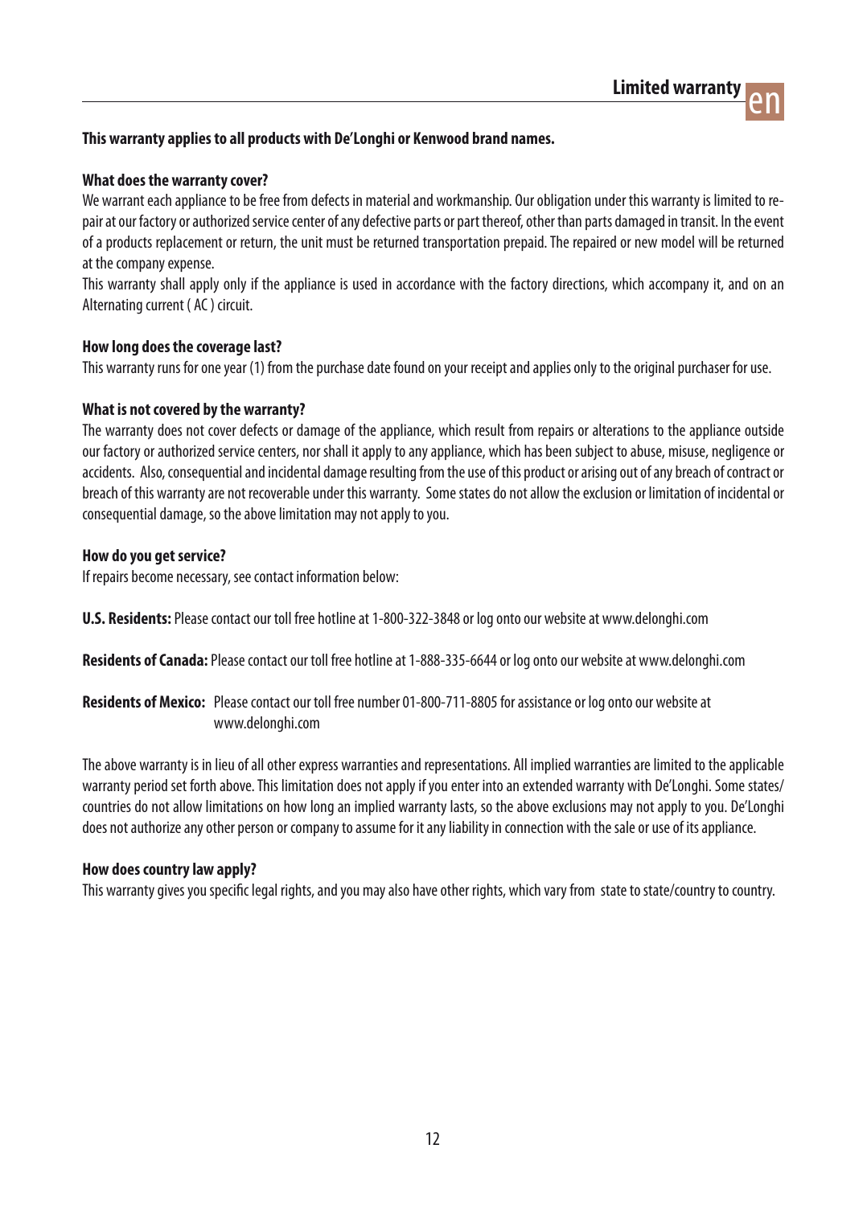## Limited warranty

**This warranty applies to all products with De'Longhi or Kenwood brand names.**

**What does the warranty cover?**

We warrant each appliance to be free from defects in material and workmanship. Our obligation under this warranty is limited to repair at our factory or authorized service center of any defective parts or part thereof, other than parts damaged in transit. In the event of a products replacement or return, the unit must be returned transportation prepaid. The repaired or new model will be returned at the company expense.

This warranty shall apply only if the appliance is used in accordance with the factory directions, which accompany it, and on an Alternating current ( AC ) circuit.

**How long does the coverage last?**

This warranty runs for one year (1) from the purchase date found on your receipt and applies only to the original purchaser for use.

**What is not covered by the warranty?**

The warranty does not cover defects or damage of the appliance, which result from repairs or alterations to the appliance outside our factory or authorized service centers, nor shall it apply to any appliance, which has been subject to abuse, misuse, negligence or accidents. Also, consequential and incidental damage resulting from the use of this product or arising out of any breach of contract or breach of this warranty are not recoverable under this warranty. Some states do not allow the exclusion or limitation of incidental or consequential damage, so the above limitation may not apply to you.

**How do you get service?**

If repairs become necessary, see contact information below:

**U.S. Residents:** Please contact our toll free hotline at 1-800-322-3848 or log onto our website at www.delonghi.com

**Residents of Canada:** Please contact our toll free hotline at 1-888-335-6644 or log onto our website at www.delonghi.com

**Residents of Mexico:** Please contact our toll free number 01-800-711-8805 for assistance or log onto our website at www.delonghi.com

The above warranty is in lieu of all other express warranties and representations. All implied warranties are limited to the applicable warranty period set forth above. This limitation does not apply if you enter into an extended warranty with De'Longhi. Some states/ countries do not allow limitations on how long an implied warranty lasts, so the above exclusions may not apply to you. De'Longhi does not authorize any other person or company to assume for it any liability in connection with the sale or use of its appliance.

**How does country law apply?**

This warranty gives you specific legal rights, and you may also have other rights, which vary from state to state/country to country.